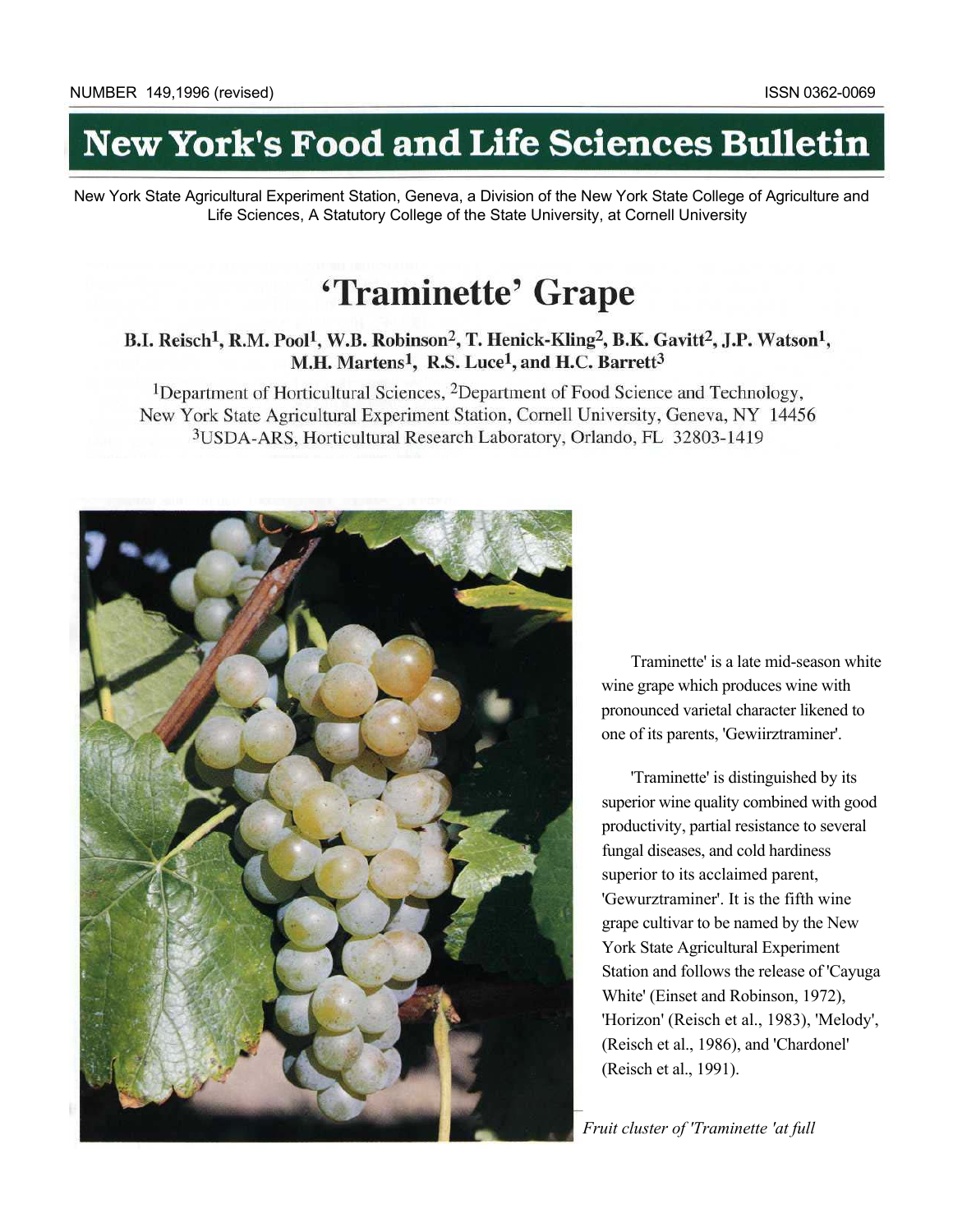NUMBER 149,1996 (revised)

ISSN 0362-0069

# New York's Food and Life Sciences Bulletin

New York State Agricultural Experiment Station, Geneva, a Division of the New York State College of Agriculture and Life Sciences, A Statutory College of the State University, at Cornell University

# 'Traminette' Grape

**B.I. Reisch[1], R.M. Pool[1], W.B. Robinson[2], T. Henick-Kling[2], B.K. Gavitt[2], J.P. Watson[1], M.H. Martens[1], R.S. Luce[1], and H.C. Barrett[3]**

[1]Department of Horticultural Sciences, [2]Department of Food Science and Technology, New York State Agricultural Experiment Station, Cornell University, Geneva, NY 14456
[3]USDA-ARS, Horticultural Research Laboratory, Orlando, FL 32803-1419

Traminette' is a late mid-season white wine grape which produces wine with pronounced varietal character likened to one of its parents, 'Gewiirztraminer'.

'Traminette' is distinguished by its superior wine quality combined with good productivity, partial resistance to several fungal diseases, and cold hardiness superior to its acclaimed parent, 'Gewurztraminer'. It is the fifth wine grape cultivar to be named by the New York State Agricultural Experiment Station and follows the release of 'Cayuga White' (Einset and Robinson, 1972), 'Horizon' (Reisch et al., 1983), 'Melody', (Reisch et al., 1986), and 'Chardonel' (Reisch et al., 1991).

*Fruit cluster of 'Traminette 'at full*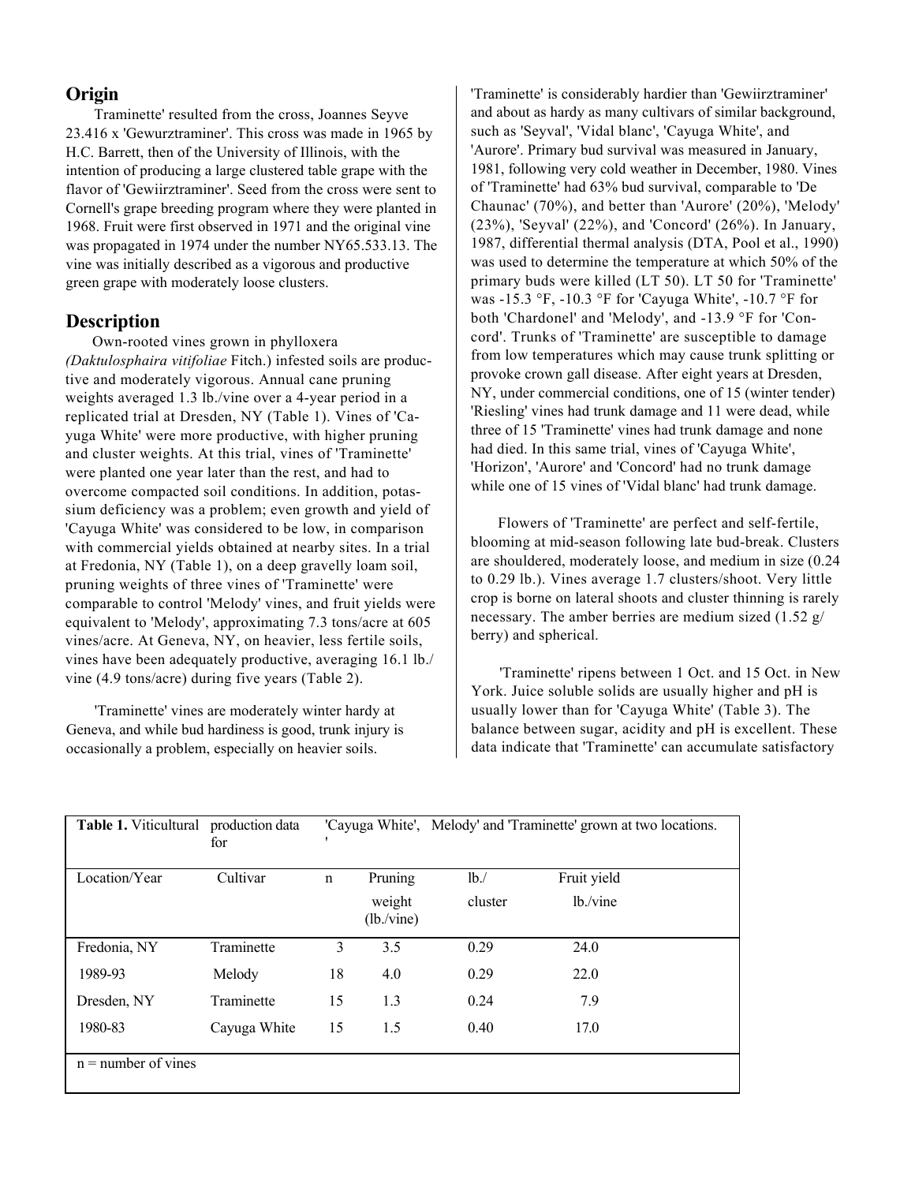## Origin

Traminette' resulted from the cross, Joannes Seyve 23.416 x 'Gewurztraminer'. This cross was made in 1965 by H.C. Barrett, then of the University of Illinois, with the intention of producing a large clustered table grape with the flavor of 'Gewiirztraminer'. Seed from the cross were sent to Cornell's grape breeding program where they were planted in 1968. Fruit were first observed in 1971 and the original vine was propagated in 1974 under the number NY65.533.13. The vine was initially described as a vigorous and productive green grape with moderately loose clusters.

## Description

Own-rooted vines grown in phylloxera *(Daktulosphaira vitifoliae* Fitch.) infested soils are productive and moderately vigorous. Annual cane pruning weights averaged 1.3 lb./vine over a 4-year period in a replicated trial at Dresden, NY (Table 1). Vines of 'Cayuga White' were more productive, with higher pruning and cluster weights. At this trial, vines of 'Traminette' were planted one year later than the rest, and had to overcome compacted soil conditions. In addition, potassium deficiency was a problem; even growth and yield of 'Cayuga White' was considered to be low, in comparison with commercial yields obtained at nearby sites. In a trial at Fredonia, NY (Table 1), on a deep gravelly loam soil, pruning weights of three vines of 'Traminette' were comparable to control 'Melody' vines, and fruit yields were equivalent to 'Melody', approximating 7.3 tons/acre at 605 vines/acre. At Geneva, NY, on heavier, less fertile soils, vines have been adequately productive, averaging 16.1 lb./vine (4.9 tons/acre) during five years (Table 2).

'Traminette' vines are moderately winter hardy at Geneva, and while bud hardiness is good, trunk injury is occasionally a problem, especially on heavier soils. 'Traminette' is considerably hardier than 'Gewiirztraminer' and about as hardy as many cultivars of similar background, such as 'Seyval', 'Vidal blanc', 'Cayuga White', and 'Aurore'. Primary bud survival was measured in January, 1981, following very cold weather in December, 1980. Vines of 'Traminette' had 63% bud survival, comparable to 'De Chaunac' (70%), and better than 'Aurore' (20%), 'Melody' (23%), 'Seyval' (22%), and 'Concord' (26%). In January, 1987, differential thermal analysis (DTA, Pool et al., 1990) was used to determine the temperature at which 50% of the primary buds were killed (LT 50). LT 50 for 'Traminette' was -15.3 °F, -10.3 °F for 'Cayuga White', -10.7 °F for both 'Chardonel' and 'Melody', and -13.9 °F for 'Concord'. Trunks of 'Traminette' are susceptible to damage from low temperatures which may cause trunk splitting or provoke crown gall disease. After eight years at Dresden, NY, under commercial conditions, one of 15 (winter tender) 'Riesling' vines had trunk damage and 11 were dead, while three of 15 'Traminette' vines had trunk damage and none had died. In this same trial, vines of 'Cayuga White', 'Horizon', 'Aurore' and 'Concord' had no trunk damage while one of 15 vines of 'Vidal blanc' had trunk damage.

Flowers of 'Traminette' are perfect and self-fertile, blooming at mid-season following late bud-break. Clusters are shouldered, moderately loose, and medium in size (0.24 to 0.29 lb.). Vines average 1.7 clusters/shoot. Very little crop is borne on lateral shoots and cluster thinning is rarely necessary. The amber berries are medium sized (1.52 g/berry) and spherical.

'Traminette' ripens between 1 Oct. and 15 Oct. in New York. Juice soluble solids are usually higher and pH is usually lower than for 'Cayuga White' (Table 3). The balance between sugar, acidity and pH is excellent. These data indicate that 'Traminette' can accumulate satisfactory

**Table 1.** Viticultural production data for 'Cayuga White', Melody' and 'Traminette' grown at two locations.

| Location/Year | Cultivar | n | Pruning weight (lb./vine) | lb./ cluster | Fruit yield lb./vine |
|---|---|---|---|---|---|
| Fredonia, NY | Traminette | 3 | 3.5 | 0.29 | 24.0 |
| 1989-93 | Melody | 18 | 4.0 | 0.29 | 22.0 |
| Dresden, NY | Traminette | 15 | 1.3 | 0.24 | 7.9 |
| 1980-83 | Cayuga White | 15 | 1.5 | 0.40 | 17.0 |

n = number of vines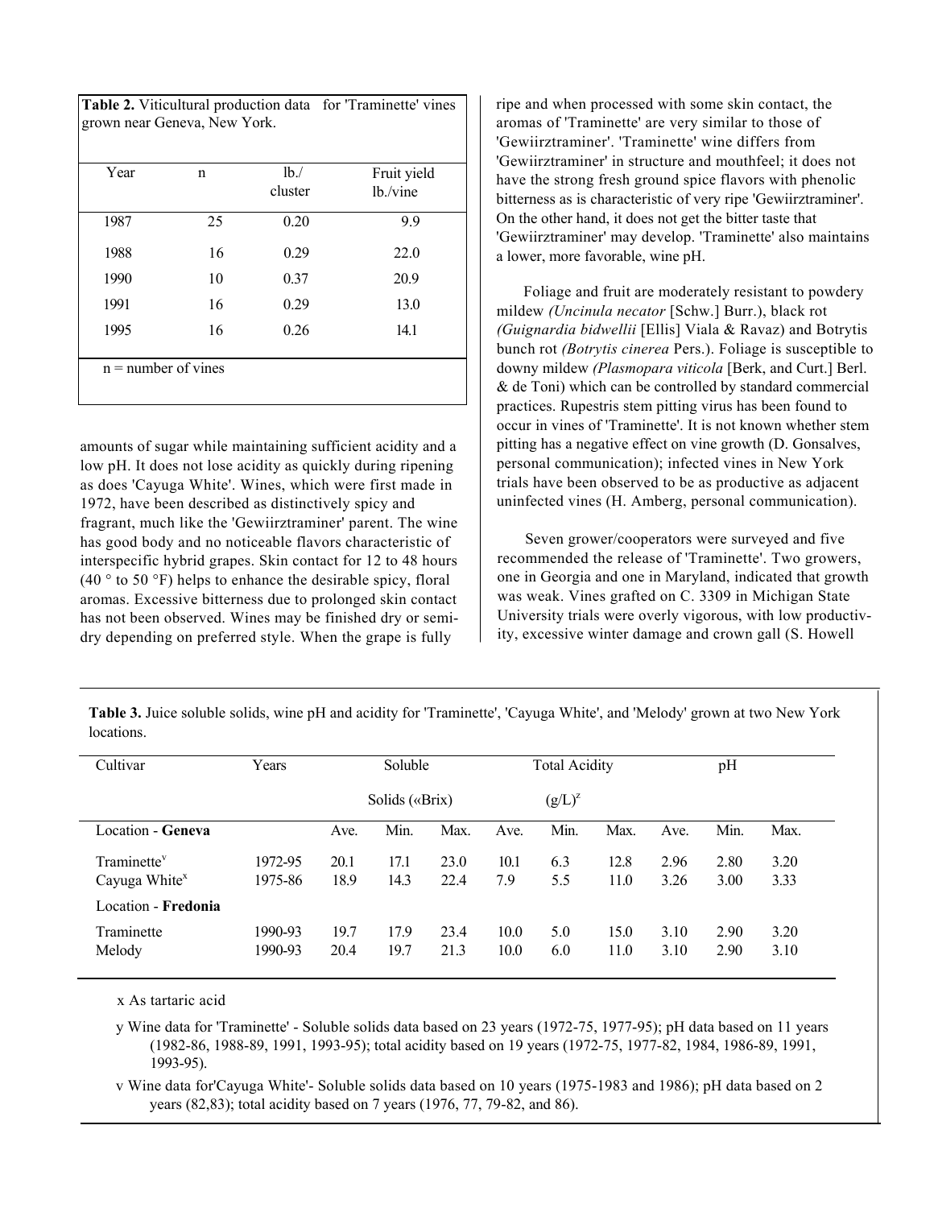**Table 2.** Viticultural production data for 'Traminette' vines grown near Geneva, New York.

| Year | n | lb./ cluster | Fruit yield lb./vine |
|---|---|---|---|
| 1987 | 25 | 0.20 | 9.9 |
| 1988 | 16 | 0.29 | 22.0 |
| 1990 | 10 | 0.37 | 20.9 |
| 1991 | 16 | 0.29 | 13.0 |
| 1995 | 16 | 0.26 | 14.1 |

n = number of vines

amounts of sugar while maintaining sufficient acidity and a low pH. It does not lose acidity as quickly during ripening as does 'Cayuga White'. Wines, which were first made in 1972, have been described as distinctively spicy and fragrant, much like the 'Gewiirztraminer' parent. The wine has good body and no noticeable flavors characteristic of interspecific hybrid grapes. Skin contact for 12 to 48 hours (40 ° to 50 °F) helps to enhance the desirable spicy, floral aromas. Excessive bitterness due to prolonged skin contact has not been observed. Wines may be finished dry or semi-dry depending on preferred style. When the grape is fully ripe and when processed with some skin contact, the aromas of 'Traminette' are very similar to those of 'Gewiirztraminer'. 'Traminette' wine differs from 'Gewiirztraminer' in structure and mouthfeel; it does not have the strong fresh ground spice flavors with phenolic bitterness as is characteristic of very ripe 'Gewiirztraminer'. On the other hand, it does not get the bitter taste that 'Gewiirztraminer' may develop. 'Traminette' also maintains a lower, more favorable, wine pH.

Foliage and fruit are moderately resistant to powdery mildew *(Uncinula necator* [Schw.] Burr.), black rot *(Guignardia bidwellii* [Ellis] Viala & Ravaz) and Botrytis bunch rot *(Botrytis cinerea* Pers.). Foliage is susceptible to downy mildew *(Plasmopara viticola* [Berk, and Curt.] Berl. & de Toni) which can be controlled by standard commercial practices. Rupestris stem pitting virus has been found to occur in vines of 'Traminette'. It is not known whether stem pitting has a negative effect on vine growth (D. Gonsalves, personal communication); infected vines in New York trials have been observed to be as productive as adjacent uninfected vines (H. Amberg, personal communication).

Seven grower/cooperators were surveyed and five recommended the release of 'Traminette'. Two growers, one in Georgia and one in Maryland, indicated that growth was weak. Vines grafted on C. 3309 in Michigan State University trials were overly vigorous, with low productivity, excessive winter damage and crown gall (S. Howell

**Table 3.** Juice soluble solids, wine pH and acidity for 'Traminette', 'Cayuga White', and 'Melody' grown at two New York locations.

| Cultivar | Years | Soluble Solids («Brix) | | | Total Acidity (g/L)[z] | | | pH | | |
|---|---|---|---|---|---|---|---|---|---|---|
| Location - **Geneva** | | Ave. | Min. | Max. | Ave. | Min. | Max. | Ave. | Min. | Max. |
| Traminette[v] | 1972-95 | 20.1 | 17.1 | 23.0 | 10.1 | 6.3 | 12.8 | 2.96 | 2.80 | 3.20 |
| Cayuga White[x] | 1975-86 | 18.9 | 14.3 | 22.4 | 7.9 | 5.5 | 11.0 | 3.26 | 3.00 | 3.33 |
| Location - **Fredonia** | | | | | | | | | | |
| Traminette | 1990-93 | 19.7 | 17.9 | 23.4 | 10.0 | 5.0 | 15.0 | 3.10 | 2.90 | 3.20 |
| Melody | 1990-93 | 20.4 | 19.7 | 21.3 | 10.0 | 6.0 | 11.0 | 3.10 | 2.90 | 3.10 |

x As tartaric acid

y Wine data for 'Traminette' - Soluble solids data based on 23 years (1972-75, 1977-95); pH data based on 11 years (1982-86, 1988-89, 1991, 1993-95); total acidity based on 19 years (1972-75, 1977-82, 1984, 1986-89, 1991, 1993-95).

v Wine data for'Cayuga White'- Soluble solids data based on 10 years (1975-1983 and 1986); pH data based on 2 years (82,83); total acidity based on 7 years (1976, 77, 79-82, and 86).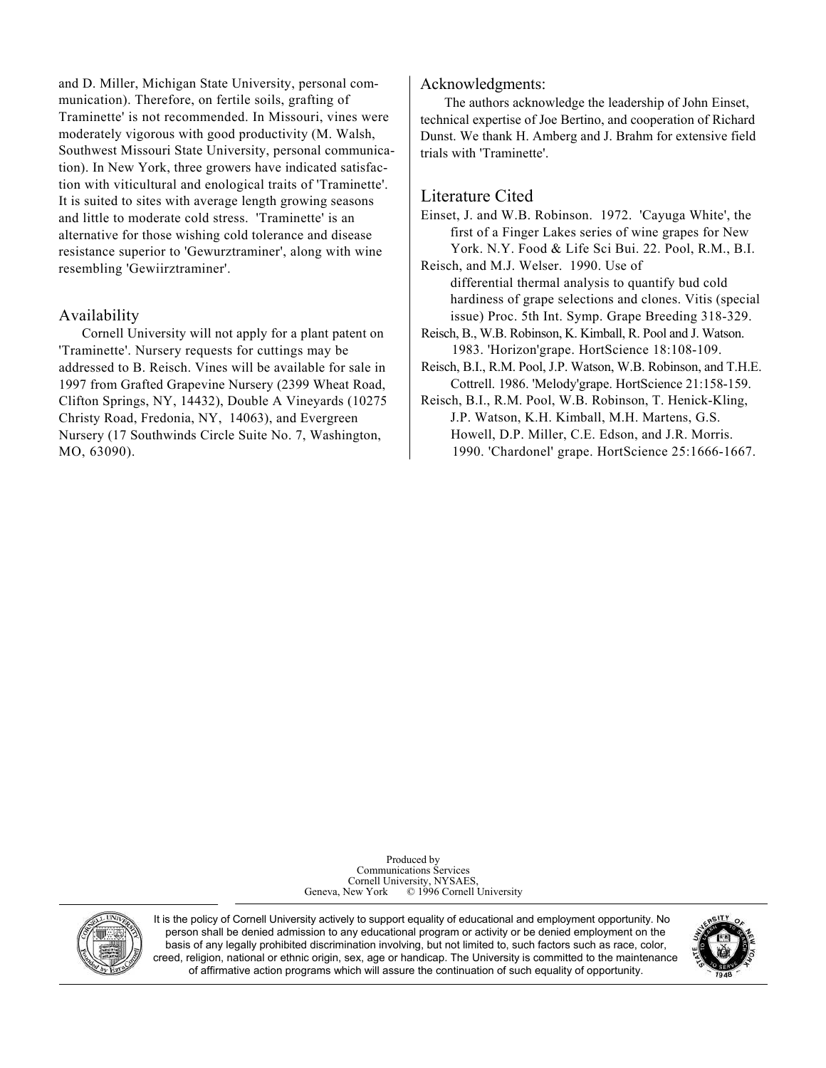and D. Miller, Michigan State University, personal communication). Therefore, on fertile soils, grafting of Traminette' is not recommended. In Missouri, vines were moderately vigorous with good productivity (M. Walsh, Southwest Missouri State University, personal communication). In New York, three growers have indicated satisfaction with viticultural and enological traits of 'Traminette'. It is suited to sites with average length growing seasons and little to moderate cold stress. 'Traminette' is an alternative for those wishing cold tolerance and disease resistance superior to 'Gewurztraminer', along with wine resembling 'Gewiirztraminer'.

## Availability

Cornell University will not apply for a plant patent on 'Traminette'. Nursery requests for cuttings may be addressed to B. Reisch. Vines will be available for sale in 1997 from Grafted Grapevine Nursery (2399 Wheat Road, Clifton Springs, NY, 14432), Double A Vineyards (10275 Christy Road, Fredonia, NY, 14063), and Evergreen Nursery (17 Southwinds Circle Suite No. 7, Washington, MO, 63090).

## Acknowledgments:

The authors acknowledge the leadership of John Einset, technical expertise of Joe Bertino, and cooperation of Richard Dunst. We thank H. Amberg and J. Brahm for extensive field trials with 'Traminette'.

## Literature Cited

Einset, J. and W.B. Robinson. 1972. 'Cayuga White', the first of a Finger Lakes series of wine grapes for New York. N.Y. Food & Life Sci Bui. 22. Pool, R.M., B.I. Reisch, and M.J. Welser. 1990. Use of differential thermal analysis to quantify bud cold hardiness of grape selections and clones. Vitis (special issue) Proc. 5th Int. Symp. Grape Breeding 318-329.

Reisch, B., W.B. Robinson, K. Kimball, R. Pool and J. Watson. 1983. 'Horizon'grape. HortScience 18:108-109.

Reisch, B.I., R.M. Pool, J.P. Watson, W.B. Robinson, and T.H.E. Cottrell. 1986. 'Melody'grape. HortScience 21:158-159.

Reisch, B.I., R.M. Pool, W.B. Robinson, T. Henick-Kling, J.P. Watson, K.H. Kimball, M.H. Martens, G.S. Howell, D.P. Miller, C.E. Edson, and J.R. Morris. 1990. 'Chardonel' grape. HortScience 25:1666-1667.

Produced by
Communications Services
Cornell University, NYSAES,
Geneva, New York © 1996 Cornell University

It is the policy of Cornell University actively to support equality of educational and employment opportunity. No person shall be denied admission to any educational program or activity or be denied employment on the basis of any legally prohibited discrimination involving, but not limited to, such factors such as race, color, creed, religion, national or ethnic origin, sex, age or handicap. The University is committed to the maintenance of affirmative action programs which will assure the continuation of such equality of opportunity.